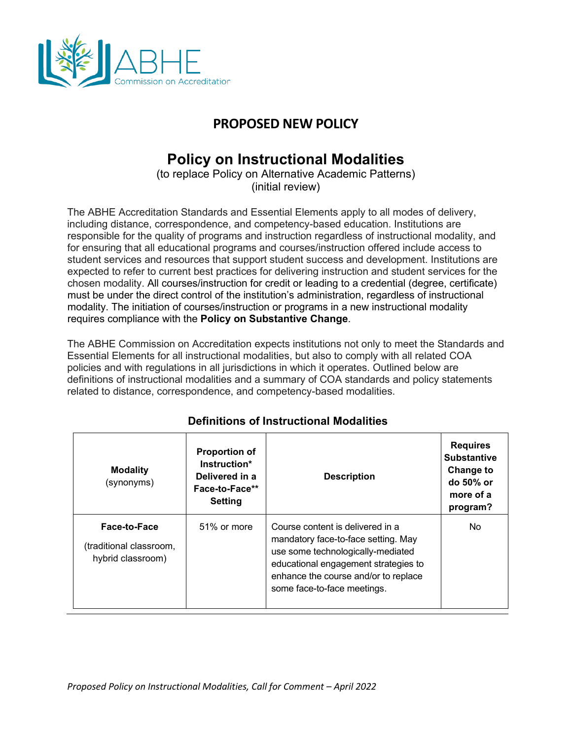ABHE Commission on Accreditation

# PROPOSED NEW POLICY

## Policy on Instructional Modalities

(to replace Policy on Alternative Academic Patterns)
(initial review)

The ABHE Accreditation Standards and Essential Elements apply to all modes of delivery, including distance, correspondence, and competency-based education. Institutions are responsible for the quality of programs and instruction regardless of instructional modality, and for ensuring that all educational programs and courses/instruction offered include access to student services and resources that support student success and development. Institutions are expected to refer to current best practices for delivering instruction and student services for the chosen modality. All courses/instruction for credit or leading to a credential (degree, certificate) must be under the direct control of the institution's administration, regardless of instructional modality. The initiation of courses/instruction or programs in a new instructional modality requires compliance with the **Policy on Substantive Change**.

The ABHE Commission on Accreditation expects institutions not only to meet the Standards and Essential Elements for all instructional modalities, but also to comply with all related COA policies and with regulations in all jurisdictions in which it operates. Outlined below are definitions of instructional modalities and a summary of COA standards and policy statements related to distance, correspondence, and competency-based modalities.

### Definitions of Instructional Modalities

| **Modality** (synonyms) | **Proportion of Instruction* Delivered in a Face-to-Face** Setting** | **Description** | **Requires Substantive Change to do 50% or more of a program?** |
|---|---|---|---|
| **Face-to-Face** (traditional classroom, hybrid classroom) | 51% or more | Course content is delivered in a mandatory face-to-face setting. May use some technologically-mediated educational engagement strategies to enhance the course and/or to replace some face-to-face meetings. | No |

*Proposed Policy on Instructional Modalities, Call for Comment – April 2022*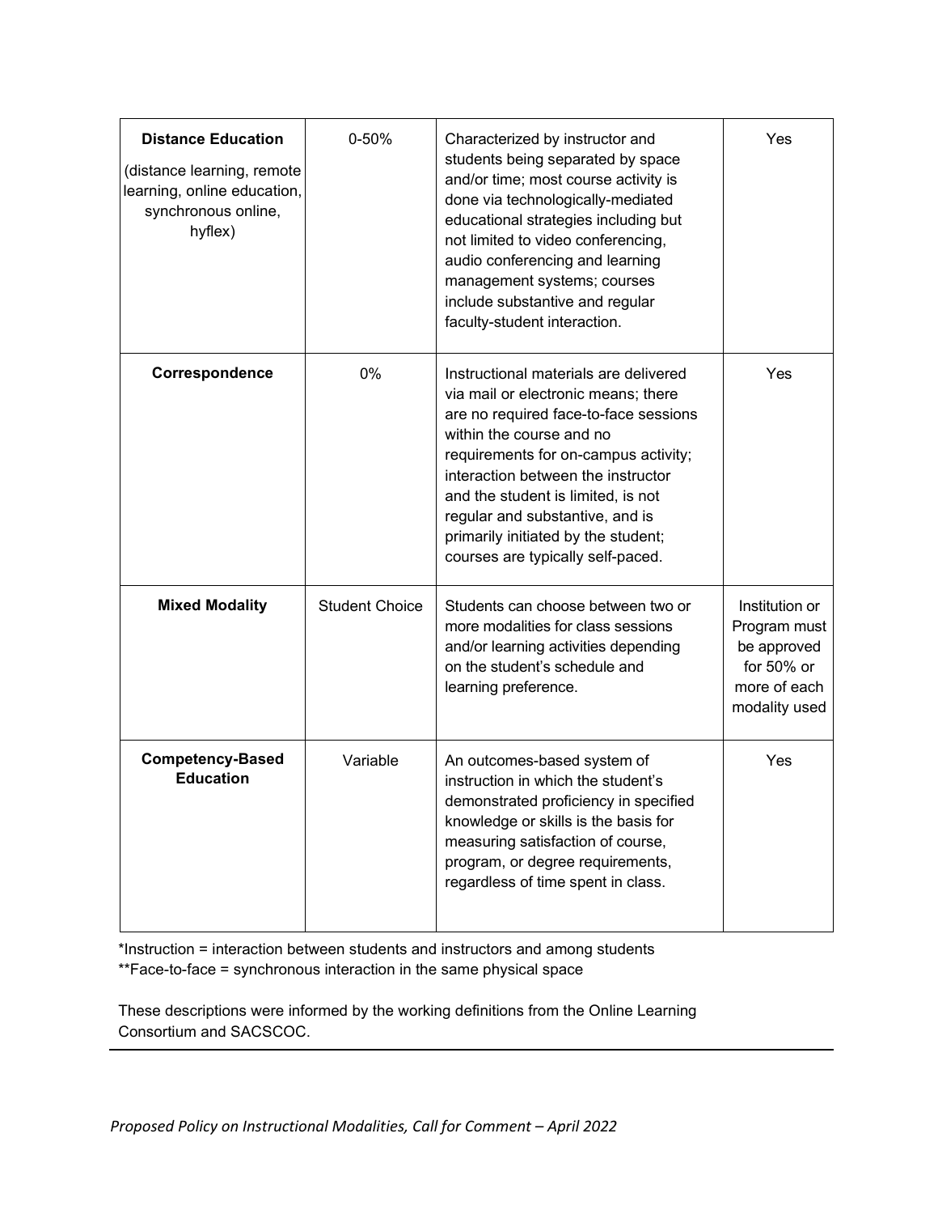| | | | |
|---|---|---|---|
| **Distance Education** (distance learning, remote learning, online education, synchronous online, hyflex) | 0-50% | Characterized by instructor and students being separated by space and/or time; most course activity is done via technologically-mediated educational strategies including but not limited to video conferencing, audio conferencing and learning management systems; courses include substantive and regular faculty-student interaction. | Yes |
| **Correspondence** | 0% | Instructional materials are delivered via mail or electronic means; there are no required face-to-face sessions within the course and no requirements for on-campus activity; interaction between the instructor and the student is limited, is not regular and substantive, and is primarily initiated by the student; courses are typically self-paced. | Yes |
| **Mixed Modality** | Student Choice | Students can choose between two or more modalities for class sessions and/or learning activities depending on the student's schedule and learning preference. | Institution or Program must be approved for 50% or more of each modality used |
| **Competency-Based Education** | Variable | An outcomes-based system of instruction in which the student's demonstrated proficiency in specified knowledge or skills is the basis for measuring satisfaction of course, program, or degree requirements, regardless of time spent in class. | Yes |

*Instruction = interaction between students and instructors and among students
**Face-to-face = synchronous interaction in the same physical space

These descriptions were informed by the working definitions from the Online Learning Consortium and SACSCOC.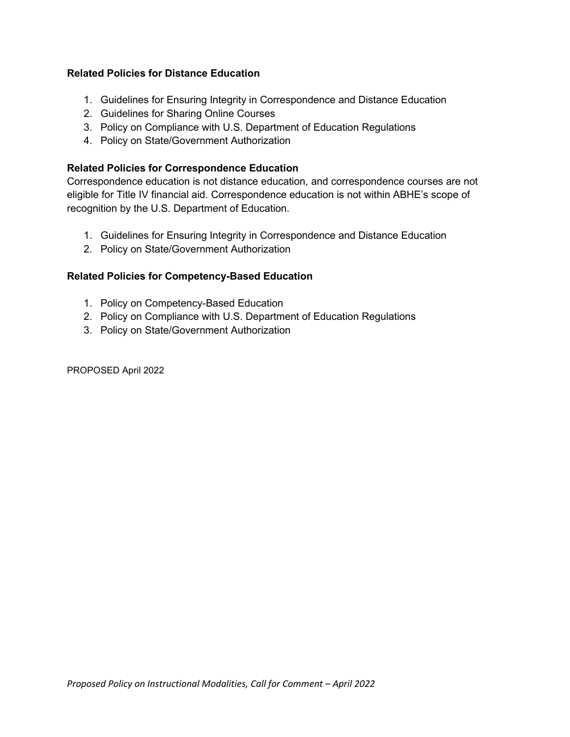**Related Policies for Distance Education**

1. Guidelines for Ensuring Integrity in Correspondence and Distance Education
2. Guidelines for Sharing Online Courses
3. Policy on Compliance with U.S. Department of Education Regulations
4. Policy on State/Government Authorization

**Related Policies for Correspondence Education**

Correspondence education is not distance education, and correspondence courses are not eligible for Title IV financial aid. Correspondence education is not within ABHE's scope of recognition by the U.S. Department of Education.

1. Guidelines for Ensuring Integrity in Correspondence and Distance Education
2. Policy on State/Government Authorization

**Related Policies for Competency-Based Education**

1. Policy on Competency-Based Education
2. Policy on Compliance with U.S. Department of Education Regulations
3. Policy on State/Government Authorization

PROPOSED April 2022